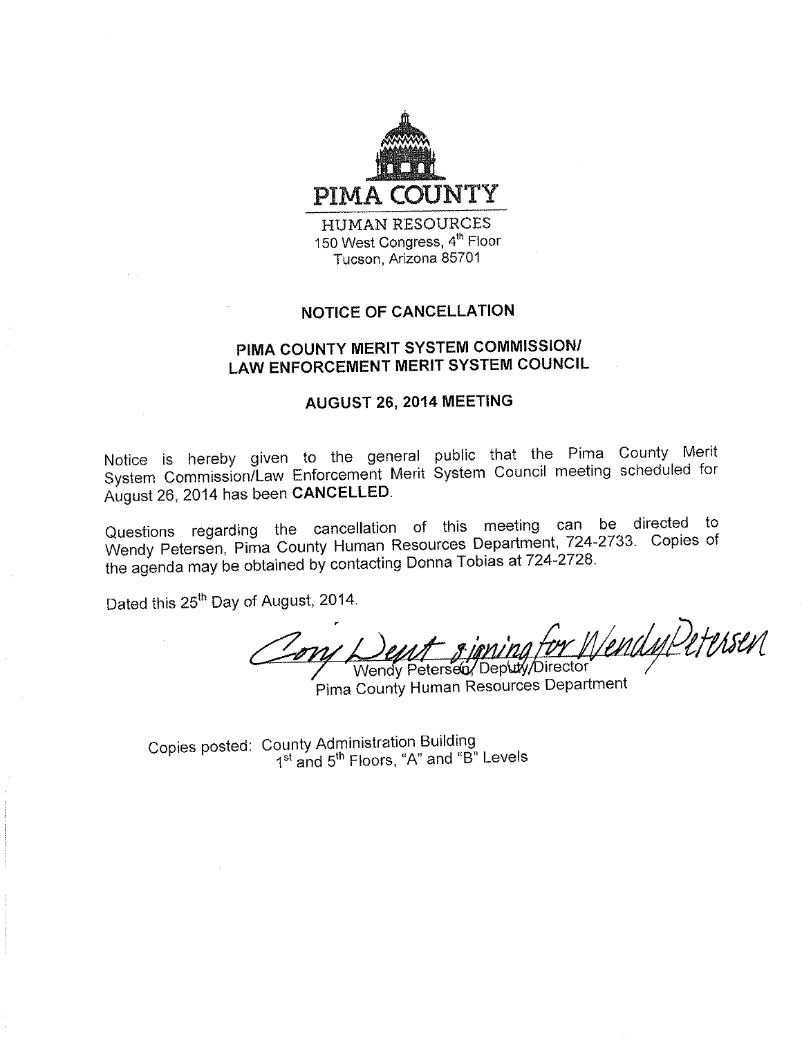PIMA COUNTY

HUMAN RESOURCES
150 West Congress, 4th Floor
Tucson, Arizona 85701

## NOTICE OF CANCELLATION

## PIMA COUNTY MERIT SYSTEM COMMISSION/ LAW ENFORCEMENT MERIT SYSTEM COUNCIL

## AUGUST 26, 2014 MEETING

Notice is hereby given to the general public that the Pima County Merit System Commission/Law Enforcement Merit System Council meeting scheduled for August 26, 2014 has been **CANCELLED**.

Questions regarding the cancellation of this meeting can be directed to Wendy Petersen, Pima County Human Resources Department, 724-2733. Copies of the agenda may be obtained by contacting Donna Tobias at 724-2728.

Dated this 25th Day of August, 2014.

Cory Dent signing for Wendy Petersen

Wendy Petersen, Deputy Director
Pima County Human Resources Department

Copies posted: County Administration Building
1st and 5th Floors, "A" and "B" Levels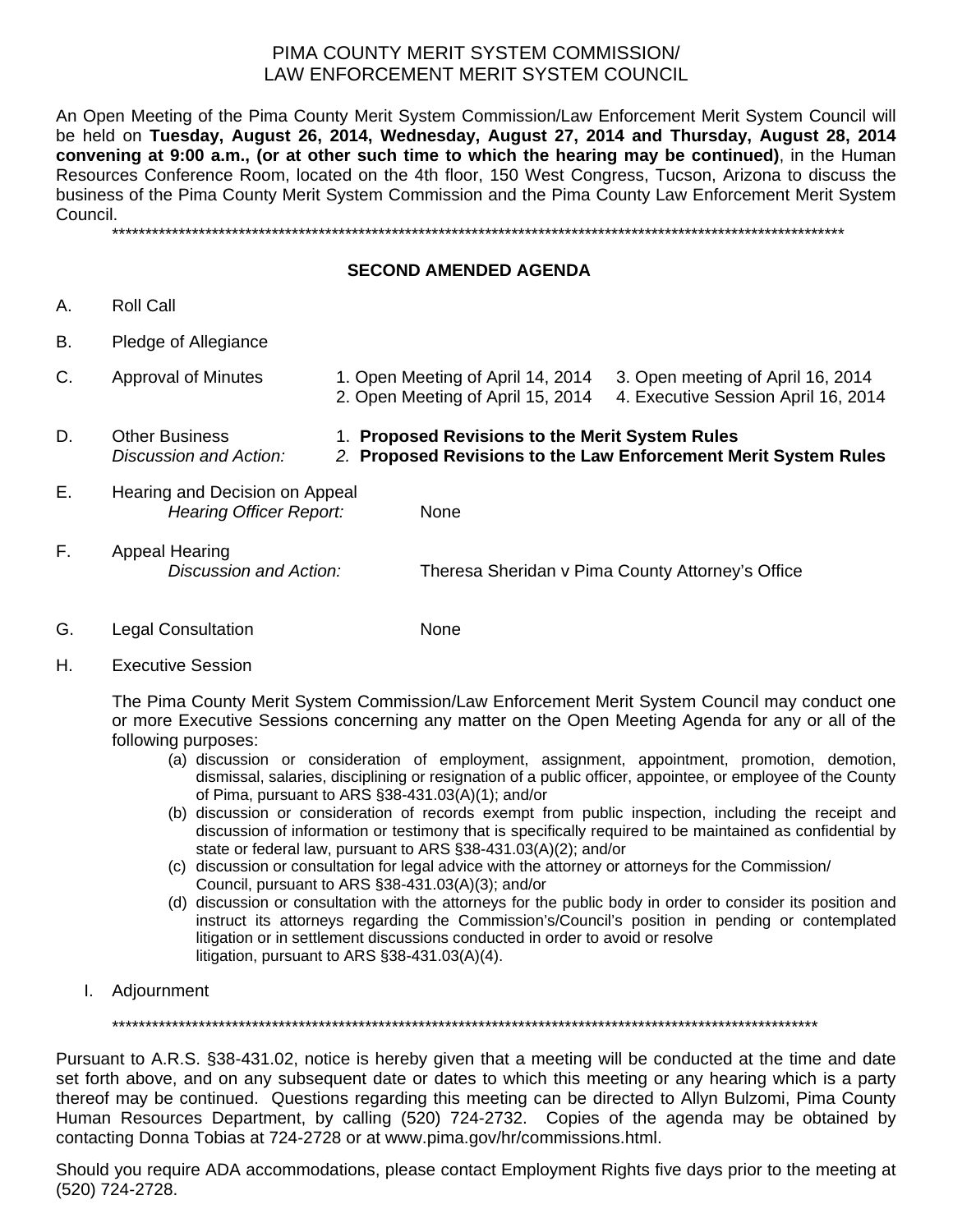# PIMA COUNTY MERIT SYSTEM COMMISSION/
# LAW ENFORCEMENT MERIT SYSTEM COUNCIL

An Open Meeting of the Pima County Merit System Commission/Law Enforcement Merit System Council will be held on **Tuesday, August 26, 2014, Wednesday, August 27, 2014 and Thursday, August 28, 2014 convening at 9:00 a.m., (or at other such time to which the hearing may be continued)**, in the Human Resources Conference Room, located on the 4th floor, 150 West Congress, Tucson, Arizona to discuss the business of the Pima County Merit System Commission and the Pima County Law Enforcement Merit System Council.

\*\*\*\*\*\*\*\*\*\*\*\*\*\*\*\*\*\*\*\*\*\*\*\*\*\*\*\*\*\*\*\*\*\*\*\*\*\*\*\*\*\*\*\*\*\*\*\*\*\*\*\*\*\*\*\*\*\*\*\*\*\*\*\*\*\*\*\*\*\*\*\*\*\*\*\*\*\*\*\*\*\*\*\*\*\*\*\*\*\*\*\*\*\*\*\*\*\*\*\*\*\*\*\*\*\*\*\*\*\*

## SECOND AMENDED AGENDA

A. Roll Call

B. Pledge of Allegiance

C. Approval of Minutes
   1. Open Meeting of April 14, 2014
   2. Open Meeting of April 15, 2014
   3. Open meeting of April 16, 2014
   4. Executive Session April 16, 2014

D. Other Business
   *Discussion and Action:*
   1. **Proposed Revisions to the Merit System Rules**
   2. **Proposed Revisions to the Law Enforcement Merit System Rules**

E. Hearing and Decision on Appeal
   *Hearing Officer Report:* None

F. Appeal Hearing
   *Discussion and Action:* Theresa Sheridan v Pima County Attorney's Office

G. Legal Consultation None

H. Executive Session

   The Pima County Merit System Commission/Law Enforcement Merit System Council may conduct one or more Executive Sessions concerning any matter on the Open Meeting Agenda for any or all of the following purposes:

   (a) discussion or consideration of employment, assignment, appointment, promotion, demotion, dismissal, salaries, disciplining or resignation of a public officer, appointee, or employee of the County of Pima, pursuant to ARS §38-431.03(A)(1); and/or
   (b) discussion or consideration of records exempt from public inspection, including the receipt and discussion of information or testimony that is specifically required to be maintained as confidential by state or federal law, pursuant to ARS §38-431.03(A)(2); and/or
   (c) discussion or consultation for legal advice with the attorney or attorneys for the Commission/ Council, pursuant to ARS §38-431.03(A)(3); and/or
   (d) discussion or consultation with the attorneys for the public body in order to consider its position and instruct its attorneys regarding the Commission's/Council's position in pending or contemplated litigation or in settlement discussions conducted in order to avoid or resolve litigation, pursuant to ARS §38-431.03(A)(4).

I. Adjournment

\*\*\*\*\*\*\*\*\*\*\*\*\*\*\*\*\*\*\*\*\*\*\*\*\*\*\*\*\*\*\*\*\*\*\*\*\*\*\*\*\*\*\*\*\*\*\*\*\*\*\*\*\*\*\*\*\*\*\*\*\*\*\*\*\*\*\*\*\*\*\*\*\*\*\*\*\*\*\*\*\*\*\*\*\*\*\*\*\*\*\*\*\*\*\*\*\*\*\*\*\*\*\*\*\*\*\*

Pursuant to A.R.S. §38-431.02, notice is hereby given that a meeting will be conducted at the time and date set forth above, and on any subsequent date or dates to which this meeting or any hearing which is a party thereof may be continued. Questions regarding this meeting can be directed to Allyn Bulzomi, Pima County Human Resources Department, by calling (520) 724-2732. Copies of the agenda may be obtained by contacting Donna Tobias at 724-2728 or at www.pima.gov/hr/commissions.html.

Should you require ADA accommodations, please contact Employment Rights five days prior to the meeting at (520) 724-2728.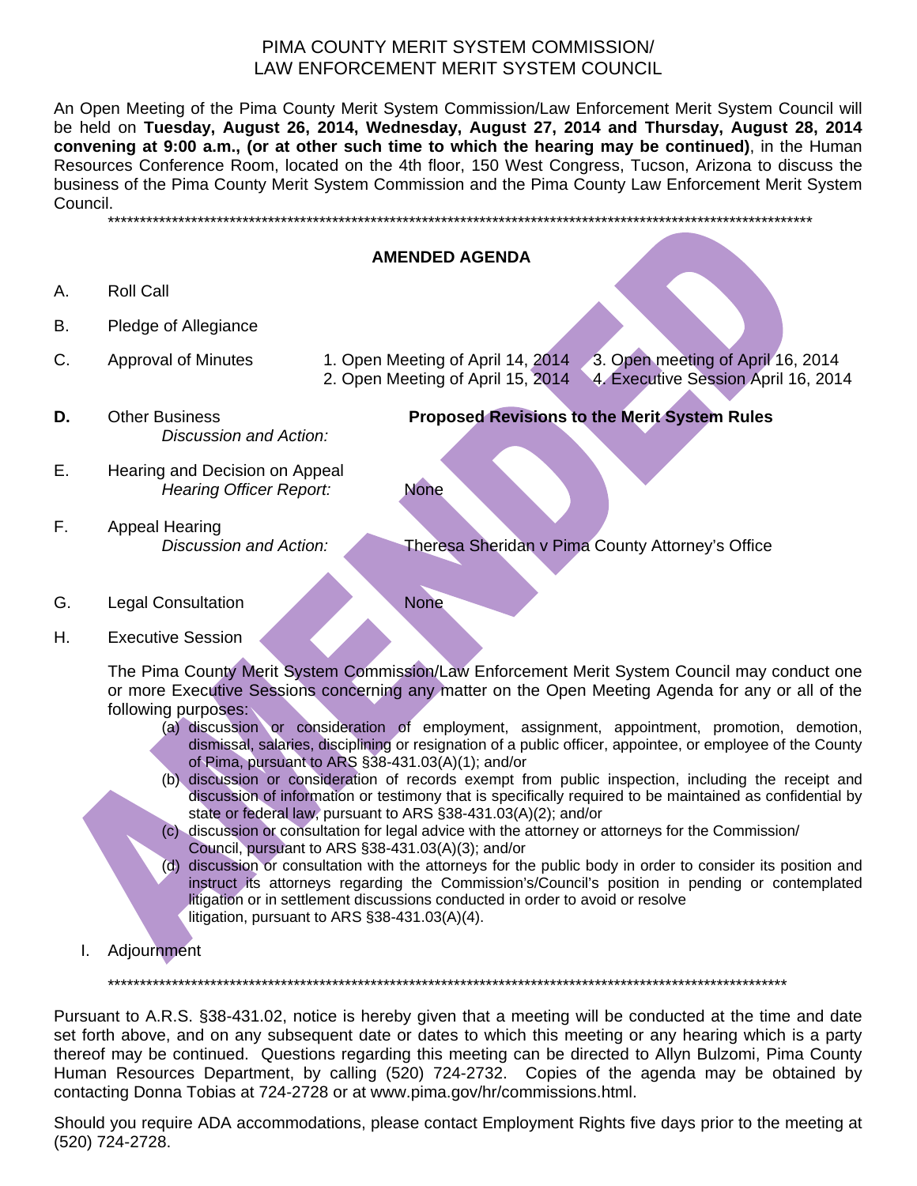# PIMA COUNTY MERIT SYSTEM COMMISSION/
# LAW ENFORCEMENT MERIT SYSTEM COUNCIL

An Open Meeting of the Pima County Merit System Commission/Law Enforcement Merit System Council will be held on **Tuesday, August 26, 2014, Wednesday, August 27, 2014 and Thursday, August 28, 2014 convening at 9:00 a.m., (or at other such time to which the hearing may be continued)**, in the Human Resources Conference Room, located on the 4th floor, 150 West Congress, Tucson, Arizona to discuss the business of the Pima County Merit System Commission and the Pima County Law Enforcement Merit System Council.

\*\*\*\*\*\*\*\*\*\*\*\*\*\*\*\*\*\*\*\*\*\*\*\*\*\*\*\*\*\*\*\*\*\*\*\*\*\*\*\*\*\*\*\*\*\*\*\*\*\*\*\*\*\*\*\*\*\*\*\*\*\*\*\*\*\*\*\*\*\*\*\*\*\*\*\*\*\*\*\*\*\*\*\*\*\*\*\*\*\*\*\*\*\*\*\*\*\*\*\*\*\*\*\*\*\*\*\*\*\*

## AMENDED AGENDA

A. Roll Call

B. Pledge of Allegiance

C. Approval of Minutes
   1. Open Meeting of April 14, 2014
   2. Open Meeting of April 15, 2014
   3. Open meeting of April 16, 2014
   4. Executive Session April 16, 2014

**D.** Other Business — **Proposed Revisions to the Merit System Rules**
   *Discussion and Action:*

E. Hearing and Decision on Appeal
   *Hearing Officer Report:* None

F. Appeal Hearing
   *Discussion and Action:* Theresa Sheridan v Pima County Attorney's Office

G. Legal Consultation — None

H. Executive Session

The Pima County Merit System Commission/Law Enforcement Merit System Council may conduct one or more Executive Sessions concerning any matter on the Open Meeting Agenda for any or all of the following purposes:

(a) discussion or consideration of employment, assignment, appointment, promotion, demotion, dismissal, salaries, disciplining or resignation of a public officer, appointee, or employee of the County of Pima, pursuant to ARS §38-431.03(A)(1); and/or

(b) discussion or consideration of records exempt from public inspection, including the receipt and discussion of information or testimony that is specifically required to be maintained as confidential by state or federal law, pursuant to ARS §38-431.03(A)(2); and/or

(c) discussion or consultation for legal advice with the attorney or attorneys for the Commission/ Council, pursuant to ARS §38-431.03(A)(3); and/or

(d) discussion or consultation with the attorneys for the public body in order to consider its position and instruct its attorneys regarding the Commission's/Council's position in pending or contemplated litigation or in settlement discussions conducted in order to avoid or resolve litigation, pursuant to ARS §38-431.03(A)(4).

I. Adjournment

\*\*\*\*\*\*\*\*\*\*\*\*\*\*\*\*\*\*\*\*\*\*\*\*\*\*\*\*\*\*\*\*\*\*\*\*\*\*\*\*\*\*\*\*\*\*\*\*\*\*\*\*\*\*\*\*\*\*\*\*\*\*\*\*\*\*\*\*\*\*\*\*\*\*\*\*\*\*\*\*\*\*\*\*\*\*\*\*\*\*\*\*\*\*\*\*\*\*\*\*\*\*\*\*

Pursuant to A.R.S. §38-431.02, notice is hereby given that a meeting will be conducted at the time and date set forth above, and on any subsequent date or dates to which this meeting or any hearing which is a party thereof may be continued. Questions regarding this meeting can be directed to Allyn Bulzomi, Pima County Human Resources Department, by calling (520) 724-2732. Copies of the agenda may be obtained by contacting Donna Tobias at 724-2728 or at www.pima.gov/hr/commissions.html.

Should you require ADA accommodations, please contact Employment Rights five days prior to the meeting at (520) 724-2728.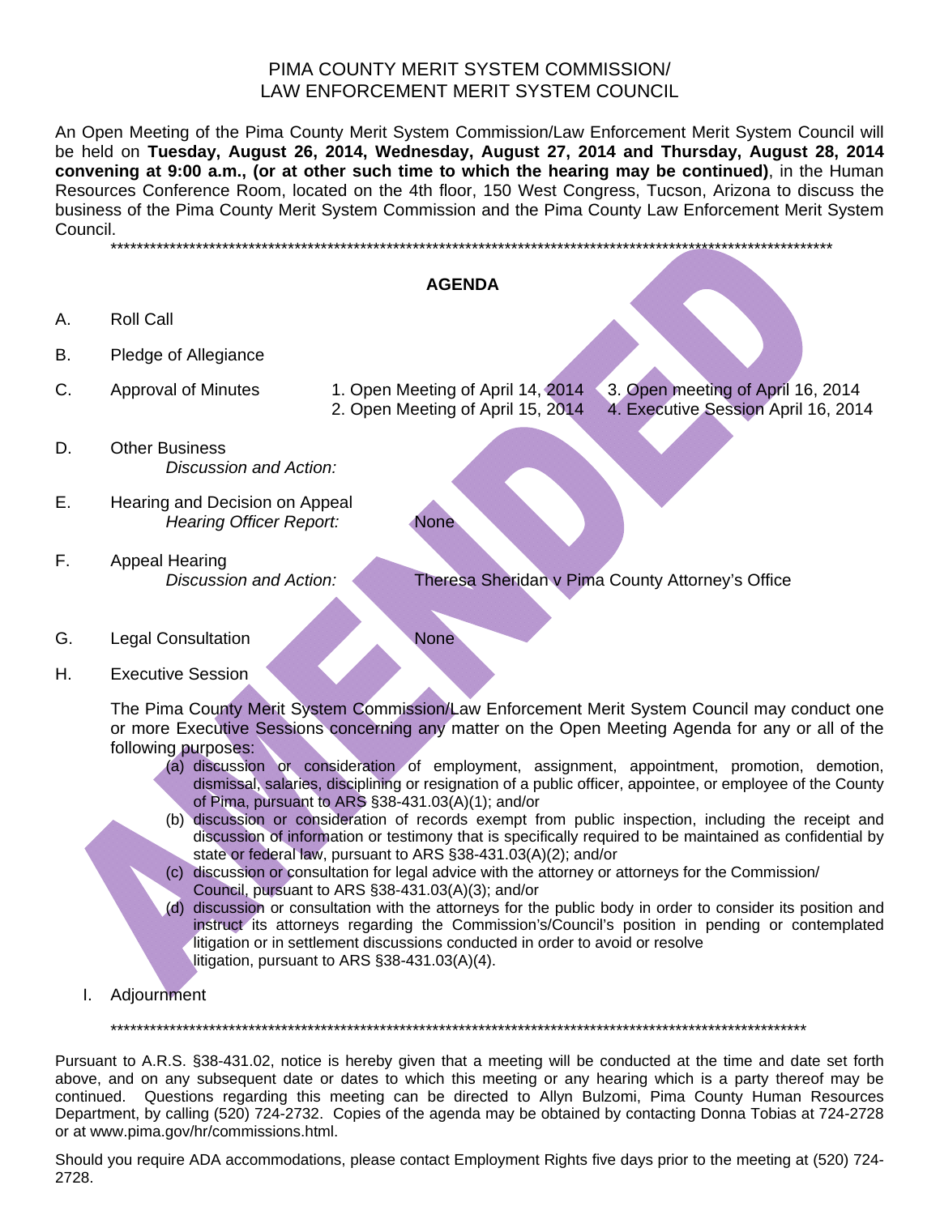# PIMA COUNTY MERIT SYSTEM COMMISSION/ LAW ENFORCEMENT MERIT SYSTEM COUNCIL

An Open Meeting of the Pima County Merit System Commission/Law Enforcement Merit System Council will be held on **Tuesday, August 26, 2014, Wednesday, August 27, 2014 and Thursday, August 28, 2014 convening at 9:00 a.m., (or at other such time to which the hearing may be continued)**, in the Human Resources Conference Room, located on the 4th floor, 150 West Congress, Tucson, Arizona to discuss the business of the Pima County Merit System Commission and the Pima County Law Enforcement Merit System Council.

AMENDED

## AGENDA

A. Roll Call

B. Pledge of Allegiance

C. Approval of Minutes
1. Open Meeting of April 14, 2014
2. Open Meeting of April 15, 2014
3. Open meeting of April 16, 2014
4. Executive Session April 16, 2014

D. Other Business
*Discussion and Action:*

E. Hearing and Decision on Appeal
*Hearing Officer Report:* None

F. Appeal Hearing
*Discussion and Action:* Theresa Sheridan v Pima County Attorney's Office

G. Legal Consultation None

H. Executive Session

The Pima County Merit System Commission/Law Enforcement Merit System Council may conduct one or more Executive Sessions concerning any matter on the Open Meeting Agenda for any or all of the following purposes:

(a) discussion or consideration of employment, assignment, appointment, promotion, demotion, dismissal, salaries, disciplining or resignation of a public officer, appointee, or employee of the County of Pima, pursuant to ARS §38-431.03(A)(1); and/or

(b) discussion or consideration of records exempt from public inspection, including the receipt and discussion of information or testimony that is specifically required to be maintained as confidential by state or federal law, pursuant to ARS §38-431.03(A)(2); and/or

(c) discussion or consultation for legal advice with the attorney or attorneys for the Commission/ Council, pursuant to ARS §38-431.03(A)(3); and/or

(d) discussion or consultation with the attorneys for the public body in order to consider its position and instruct its attorneys regarding the Commission's/Council's position in pending or contemplated litigation or in settlement discussions conducted in order to avoid or resolve litigation, pursuant to ARS §38-431.03(A)(4).

I. Adjournment

Pursuant to A.R.S. §38-431.02, notice is hereby given that a meeting will be conducted at the time and date set forth above, and on any subsequent date or dates to which this meeting or any hearing which is a party thereof may be continued. Questions regarding this meeting can be directed to Allyn Bulzomi, Pima County Human Resources Department, by calling (520) 724-2732. Copies of the agenda may be obtained by contacting Donna Tobias at 724-2728 or at www.pima.gov/hr/commissions.html.

Should you require ADA accommodations, please contact Employment Rights five days prior to the meeting at (520) 724-2728.